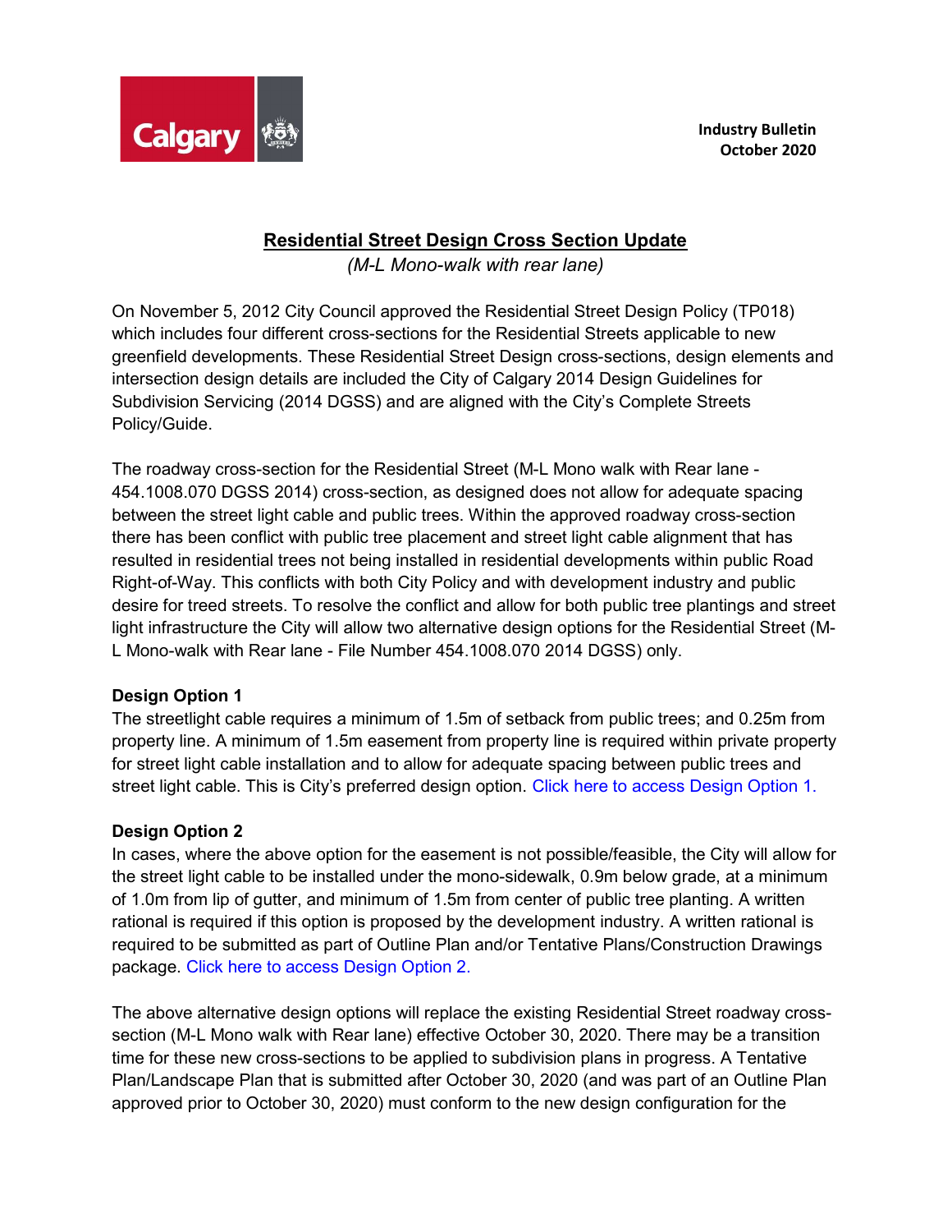Industry Bulletin
October 2020

# Residential Street Design Cross Section Update

*(M-L Mono-walk with rear lane)*

On November 5, 2012 City Council approved the Residential Street Design Policy (TP018) which includes four different cross-sections for the Residential Streets applicable to new greenfield developments. These Residential Street Design cross-sections, design elements and intersection design details are included the City of Calgary 2014 Design Guidelines for Subdivision Servicing (2014 DGSS) and are aligned with the City's Complete Streets Policy/Guide.

The roadway cross-section for the Residential Street (M-L Mono walk with Rear lane - 454.1008.070 DGSS 2014) cross-section, as designed does not allow for adequate spacing between the street light cable and public trees. Within the approved roadway cross-section there has been conflict with public tree placement and street light cable alignment that has resulted in residential trees not being installed in residential developments within public Road Right-of-Way. This conflicts with both City Policy and with development industry and public desire for treed streets. To resolve the conflict and allow for both public tree plantings and street light infrastructure the City will allow two alternative design options for the Residential Street (M-L Mono-walk with Rear lane - File Number 454.1008.070 2014 DGSS) only.

**Design Option 1**

The streetlight cable requires a minimum of 1.5m of setback from public trees; and 0.25m from property line. A minimum of 1.5m easement from property line is required within private property for street light cable installation and to allow for adequate spacing between public trees and street light cable. This is City's preferred design option. Click here to access Design Option 1.

**Design Option 2**

In cases, where the above option for the easement is not possible/feasible, the City will allow for the street light cable to be installed under the mono-sidewalk, 0.9m below grade, at a minimum of 1.0m from lip of gutter, and minimum of 1.5m from center of public tree planting. A written rational is required if this option is proposed by the development industry. A written rational is required to be submitted as part of Outline Plan and/or Tentative Plans/Construction Drawings package. Click here to access Design Option 2.

The above alternative design options will replace the existing Residential Street roadway cross-section (M-L Mono walk with Rear lane) effective October 30, 2020. There may be a transition time for these new cross-sections to be applied to subdivision plans in progress. A Tentative Plan/Landscape Plan that is submitted after October 30, 2020 (and was part of an Outline Plan approved prior to October 30, 2020) must conform to the new design configuration for the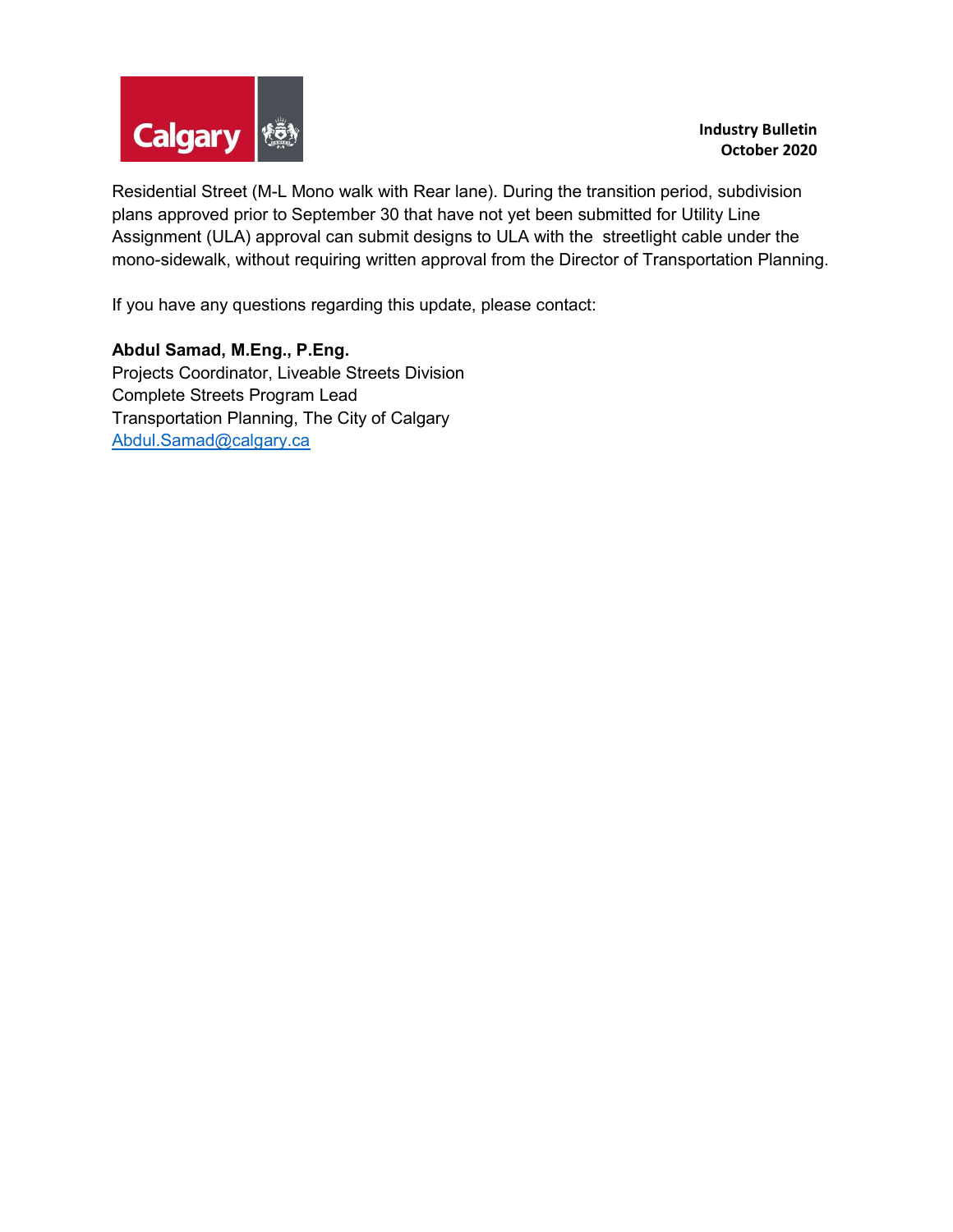Residential Street (M-L Mono walk with Rear lane). During the transition period, subdivision plans approved prior to September 30 that have not yet been submitted for Utility Line Assignment (ULA) approval can submit designs to ULA with the streetlight cable under the mono-sidewalk, without requiring written approval from the Director of Transportation Planning.

If you have any questions regarding this update, please contact:

**Abdul Samad, M.Eng., P.Eng.**
Projects Coordinator, Liveable Streets Division
Complete Streets Program Lead
Transportation Planning, The City of Calgary
Abdul.Samad@calgary.ca